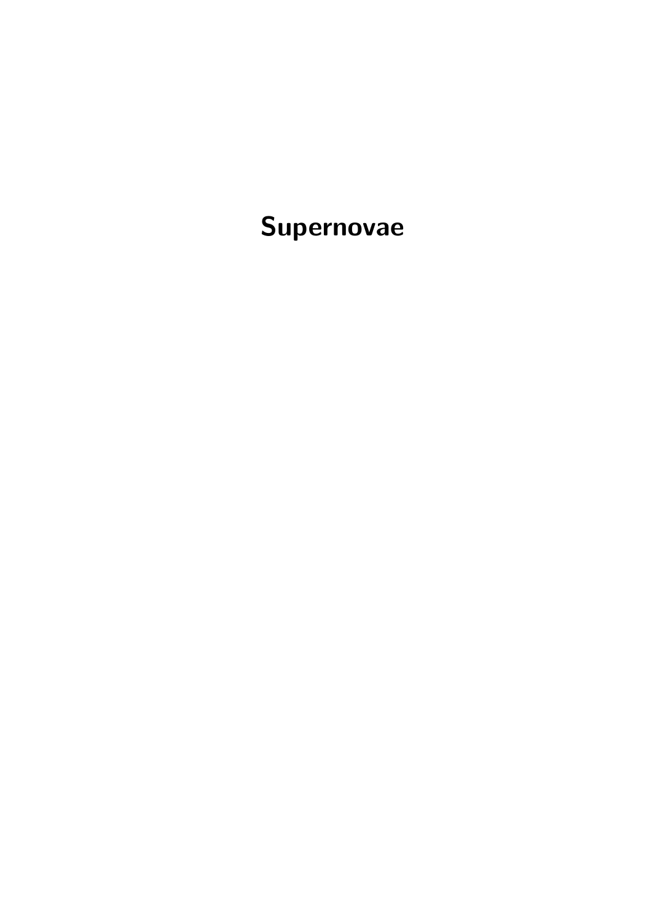# Supernovae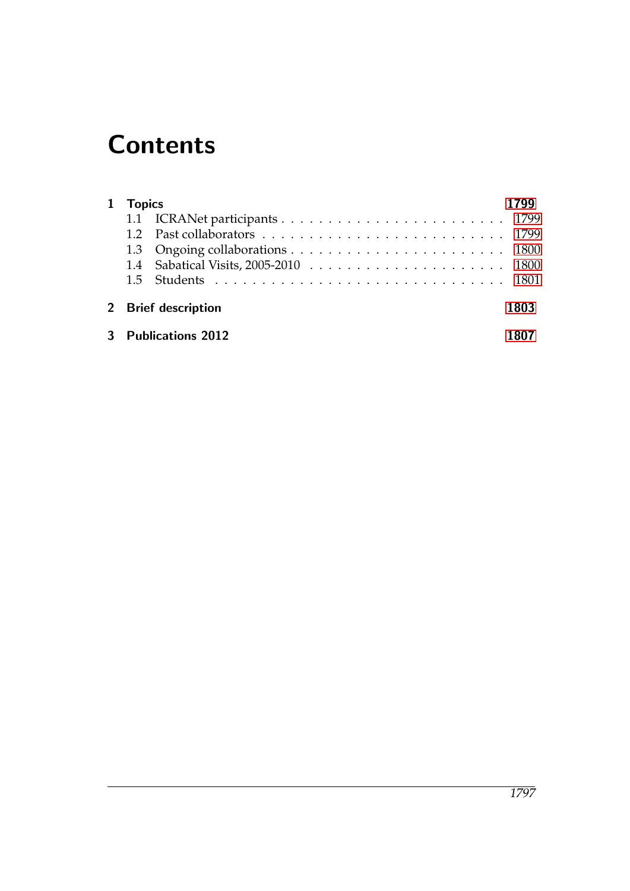# Contents

**1 Topics** — **1799**

- 1.1 ICRANet participants . . . . . . . . . . 1799
- 1.2 Past collaborators . . . . . . . . . . 1799
- 1.3 Ongoing collaborations . . . . . . . . . . 1800
- 1.4 Sabatical Visits, 2005-2010 . . . . . . . . . . 1800
- 1.5 Students . . . . . . . . . . 1801

**2 Brief description** — **1803**

**3 Publications 2012** — **1807**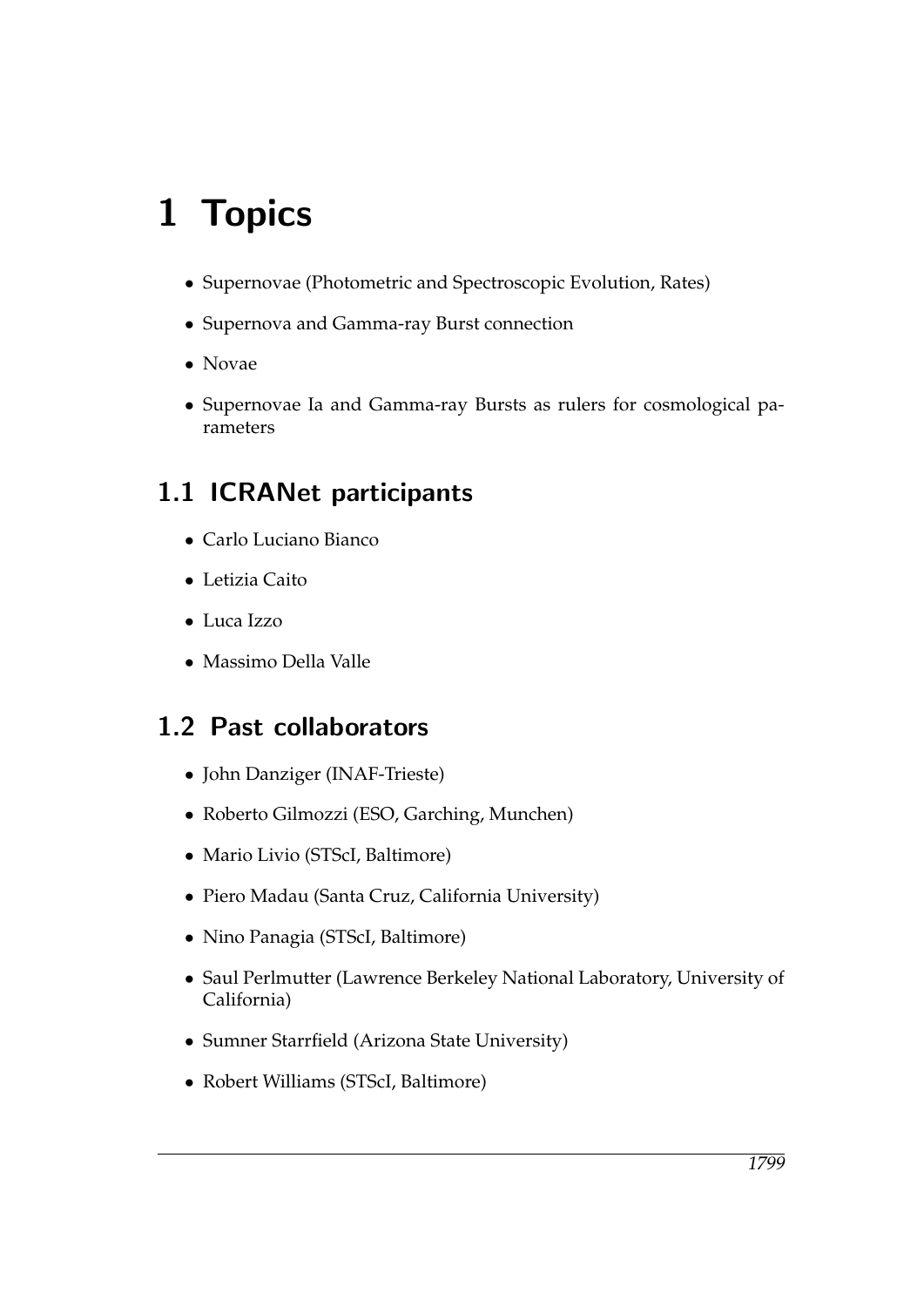# 1 Topics

- Supernovae (Photometric and Spectroscopic Evolution, Rates)
- Supernova and Gamma-ray Burst connection
- Novae
- Supernovae Ia and Gamma-ray Bursts as rulers for cosmological parameters

## 1.1 ICRANet participants

- Carlo Luciano Bianco
- Letizia Caito
- Luca Izzo
- Massimo Della Valle

## 1.2 Past collaborators

- John Danziger (INAF-Trieste)
- Roberto Gilmozzi (ESO, Garching, Munchen)
- Mario Livio (STScI, Baltimore)
- Piero Madau (Santa Cruz, California University)
- Nino Panagia (STScI, Baltimore)
- Saul Perlmutter (Lawrence Berkeley National Laboratory, University of California)
- Sumner Starrfield (Arizona State University)
- Robert Williams (STScI, Baltimore)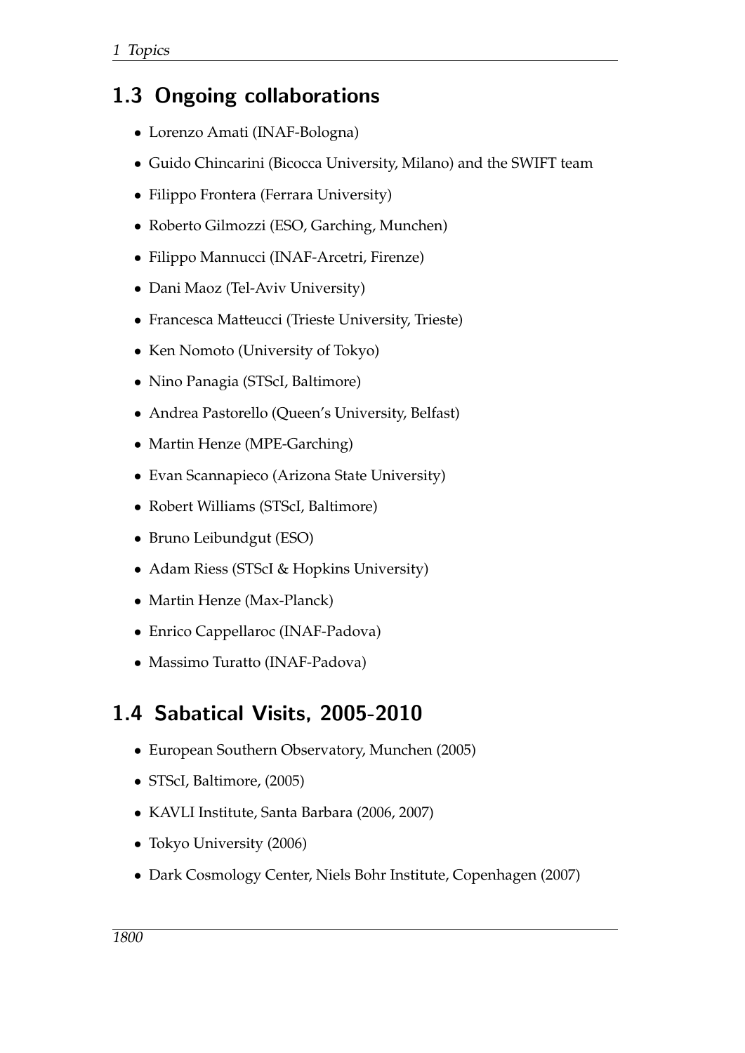## 1.3 Ongoing collaborations

- Lorenzo Amati (INAF-Bologna)
- Guido Chincarini (Bicocca University, Milano) and the SWIFT team
- Filippo Frontera (Ferrara University)
- Roberto Gilmozzi (ESO, Garching, Munchen)
- Filippo Mannucci (INAF-Arcetri, Firenze)
- Dani Maoz (Tel-Aviv University)
- Francesca Matteucci (Trieste University, Trieste)
- Ken Nomoto (University of Tokyo)
- Nino Panagia (STScI, Baltimore)
- Andrea Pastorello (Queen's University, Belfast)
- Martin Henze (MPE-Garching)
- Evan Scannapieco (Arizona State University)
- Robert Williams (STScI, Baltimore)
- Bruno Leibundgut (ESO)
- Adam Riess (STScI & Hopkins University)
- Martin Henze (Max-Planck)
- Enrico Cappellaroc (INAF-Padova)
- Massimo Turatto (INAF-Padova)

## 1.4 Sabatical Visits, 2005-2010

- European Southern Observatory, Munchen (2005)
- STScI, Baltimore, (2005)
- KAVLI Institute, Santa Barbara (2006, 2007)
- Tokyo University (2006)
- Dark Cosmology Center, Niels Bohr Institute, Copenhagen (2007)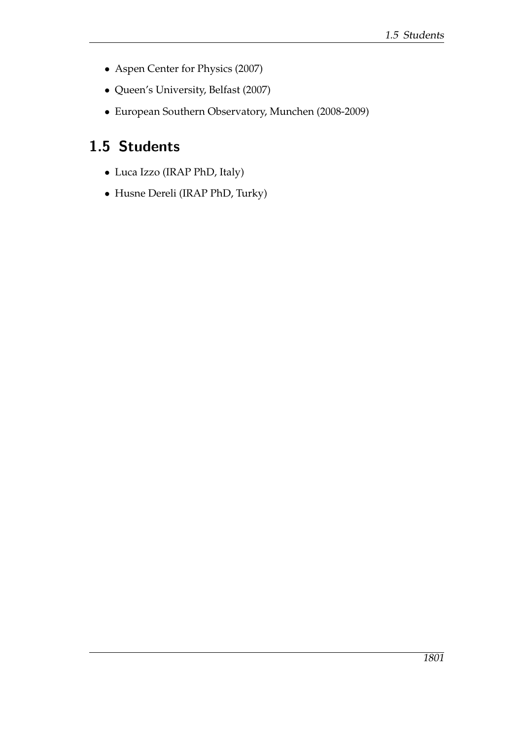- Aspen Center for Physics (2007)
- Queen's University, Belfast (2007)
- European Southern Observatory, Munchen (2008-2009)

## 1.5 Students

- Luca Izzo (IRAP PhD, Italy)
- Husne Dereli (IRAP PhD, Turky)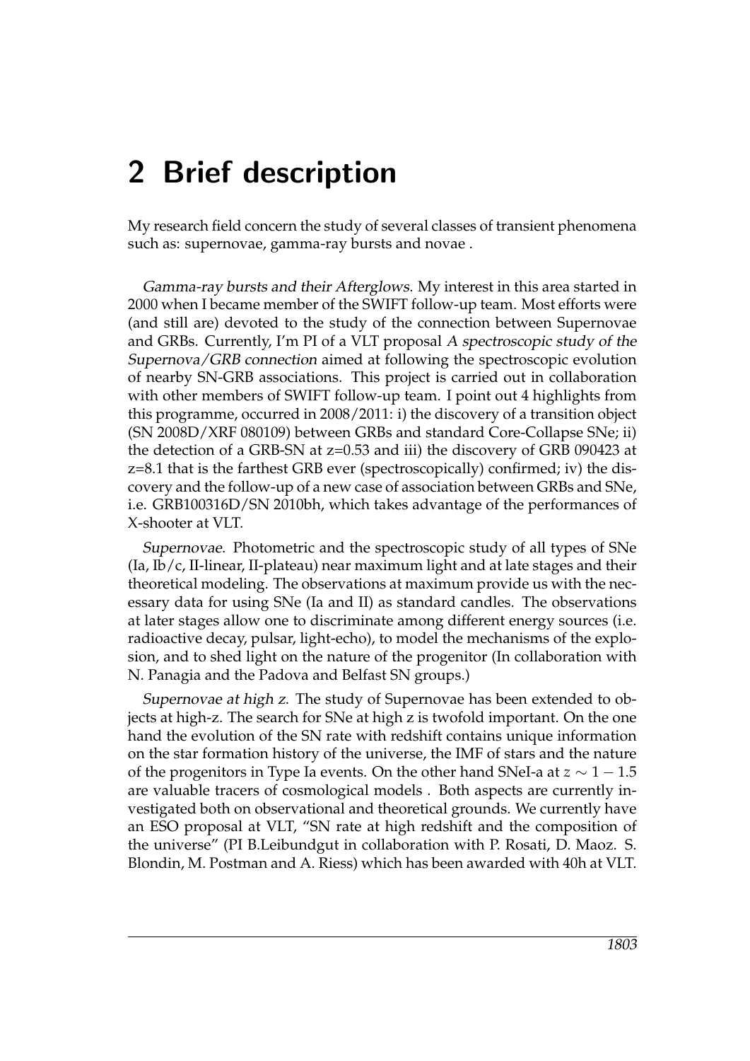# 2 Brief description

My research field concern the study of several classes of transient phenomena such as: supernovae, gamma-ray bursts and novae .

*Gamma-ray bursts and their Afterglows*. My interest in this area started in 2000 when I became member of the SWIFT follow-up team. Most efforts were (and still are) devoted to the study of the connection between Supernovae and GRBs. Currently, I'm PI of a VLT proposal *A spectroscopic study of the Supernova/GRB connection* aimed at following the spectroscopic evolution of nearby SN-GRB associations. This project is carried out in collaboration with other members of SWIFT follow-up team. I point out 4 highlights from this programme, occurred in 2008/2011: i) the discovery of a transition object (SN 2008D/XRF 080109) between GRBs and standard Core-Collapse SNe; ii) the detection of a GRB-SN at z=0.53 and iii) the discovery of GRB 090423 at z=8.1 that is the farthest GRB ever (spectroscopically) confirmed; iv) the discovery and the follow-up of a new case of association between GRBs and SNe, i.e. GRB100316D/SN 2010bh, which takes advantage of the performances of X-shooter at VLT.

*Supernovae*. Photometric and the spectroscopic study of all types of SNe (Ia, Ib/c, II-linear, II-plateau) near maximum light and at late stages and their theoretical modeling. The observations at maximum provide us with the necessary data for using SNe (Ia and II) as standard candles. The observations at later stages allow one to discriminate among different energy sources (i.e. radioactive decay, pulsar, light-echo), to model the mechanisms of the explosion, and to shed light on the nature of the progenitor (In collaboration with N. Panagia and the Padova and Belfast SN groups.)

*Supernovae at high z*. The study of Supernovae has been extended to objects at high-z. The search for SNe at high z is twofold important. On the one hand the evolution of the SN rate with redshift contains unique information on the star formation history of the universe, the IMF of stars and the nature of the progenitors in Type Ia events. On the other hand SNeI-a at $z \sim 1 - 1.5$ are valuable tracers of cosmological models . Both aspects are currently investigated both on observational and theoretical grounds. We currently have an ESO proposal at VLT, "SN rate at high redshift and the composition of the universe" (PI B.Leibundgut in collaboration with P. Rosati, D. Maoz. S. Blondin, M. Postman and A. Riess) which has been awarded with 40h at VLT.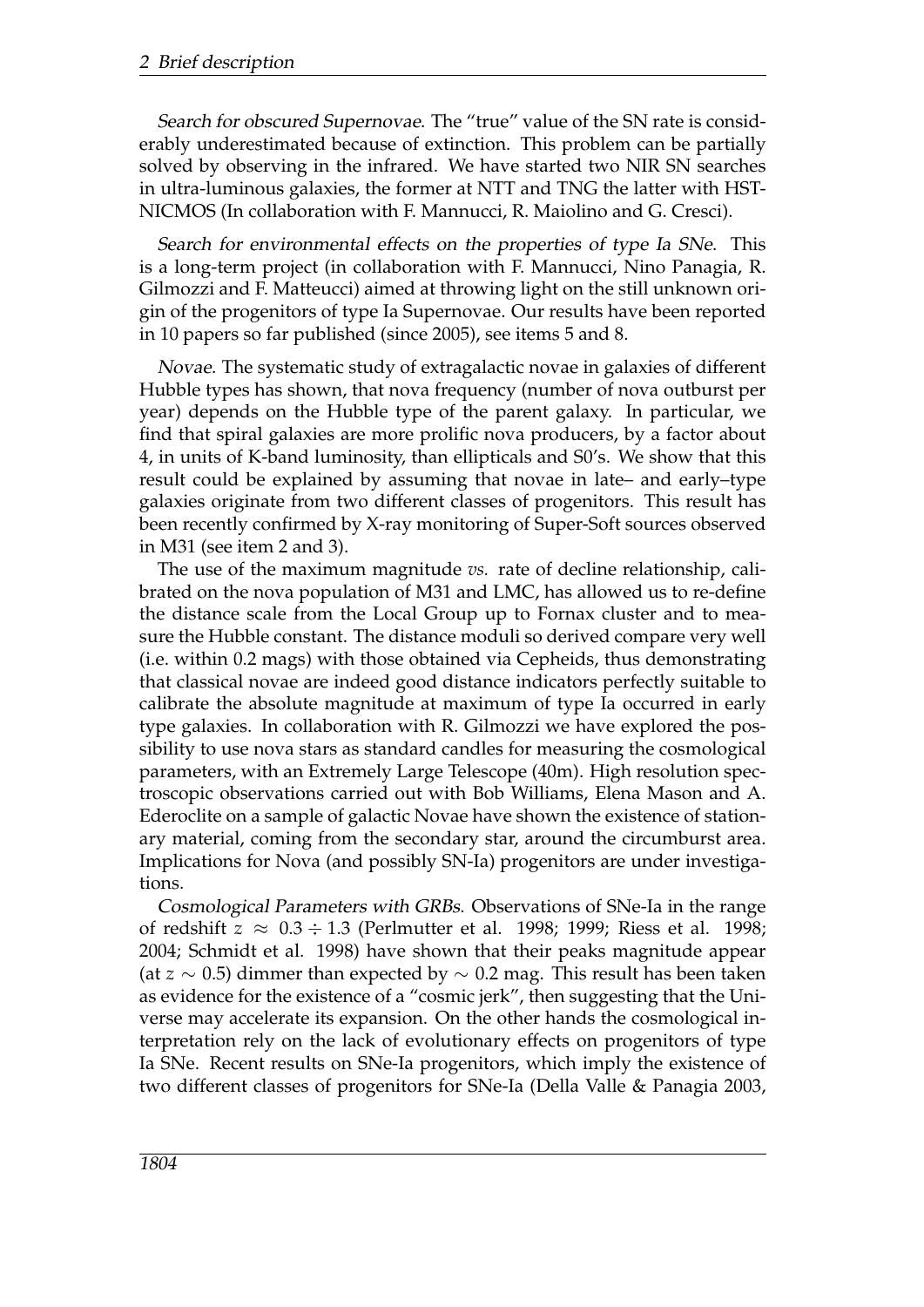*Search for obscured Supernovae*. The "true" value of the SN rate is considerably underestimated because of extinction. This problem can be partially solved by observing in the infrared. We have started two NIR SN searches in ultra-luminous galaxies, the former at NTT and TNG the latter with HST-NICMOS (In collaboration with F. Mannucci, R. Maiolino and G. Cresci).

*Search for environmental effects on the properties of type Ia SNe*. This is a long-term project (in collaboration with F. Mannucci, Nino Panagia, R. Gilmozzi and F. Matteucci) aimed at throwing light on the still unknown origin of the progenitors of type Ia Supernovae. Our results have been reported in 10 papers so far published (since 2005), see items 5 and 8.

*Novae*. The systematic study of extragalactic novae in galaxies of different Hubble types has shown, that nova frequency (number of nova outburst per year) depends on the Hubble type of the parent galaxy. In particular, we find that spiral galaxies are more prolific nova producers, by a factor about 4, in units of K-band luminosity, than ellipticals and S0's. We show that this result could be explained by assuming that novae in late– and early–type galaxies originate from two different classes of progenitors. This result has been recently confirmed by X-ray monitoring of Super-Soft sources observed in M31 (see item 2 and 3).

The use of the maximum magnitude *vs.* rate of decline relationship, calibrated on the nova population of M31 and LMC, has allowed us to re-define the distance scale from the Local Group up to Fornax cluster and to measure the Hubble constant. The distance moduli so derived compare very well (i.e. within 0.2 mags) with those obtained via Cepheids, thus demonstrating that classical novae are indeed good distance indicators perfectly suitable to calibrate the absolute magnitude at maximum of type Ia occurred in early type galaxies. In collaboration with R. Gilmozzi we have explored the possibility to use nova stars as standard candles for measuring the cosmological parameters, with an Extremely Large Telescope (40m). High resolution spectroscopic observations carried out with Bob Williams, Elena Mason and A. Ederoclite on a sample of galactic Novae have shown the existence of stationary material, coming from the secondary star, around the circumburst area. Implications for Nova (and possibly SN-Ia) progenitors are under investigations.

*Cosmological Parameters with GRBs*. Observations of SNe-Ia in the range of redshift $z \approx 0.3 \div 1.3$ (Perlmutter et al. 1998; 1999; Riess et al. 1998; 2004; Schmidt et al. 1998) have shown that their peaks magnitude appear (at $z \sim 0.5$) dimmer than expected by $\sim 0.2$ mag. This result has been taken as evidence for the existence of a "cosmic jerk", then suggesting that the Universe may accelerate its expansion. On the other hands the cosmological interpretation rely on the lack of evolutionary effects on progenitors of type Ia SNe. Recent results on SNe-Ia progenitors, which imply the existence of two different classes of progenitors for SNe-Ia (Della Valle & Panagia 2003,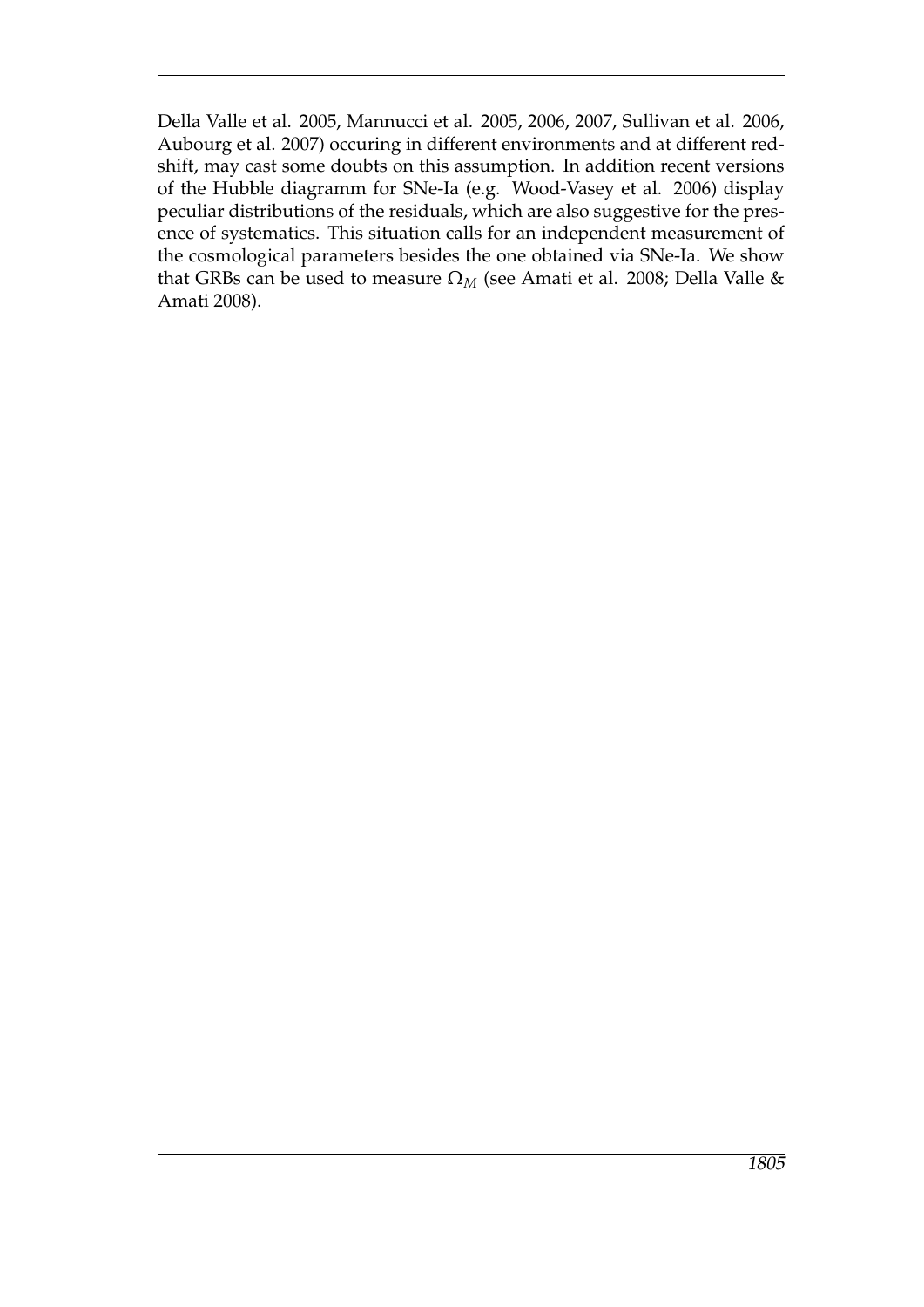Della Valle et al. 2005, Mannucci et al. 2005, 2006, 2007, Sullivan et al. 2006, Aubourg et al. 2007) occuring in different environments and at different redshift, may cast some doubts on this assumption. In addition recent versions of the Hubble diagramm for SNe-Ia (e.g. Wood-Vasey et al. 2006) display peculiar distributions of the residuals, which are also suggestive for the presence of systematics. This situation calls for an independent measurement of the cosmological parameters besides the one obtained via SNe-Ia. We show that GRBs can be used to measure $\Omega_M$ (see Amati et al. 2008; Della Valle & Amati 2008).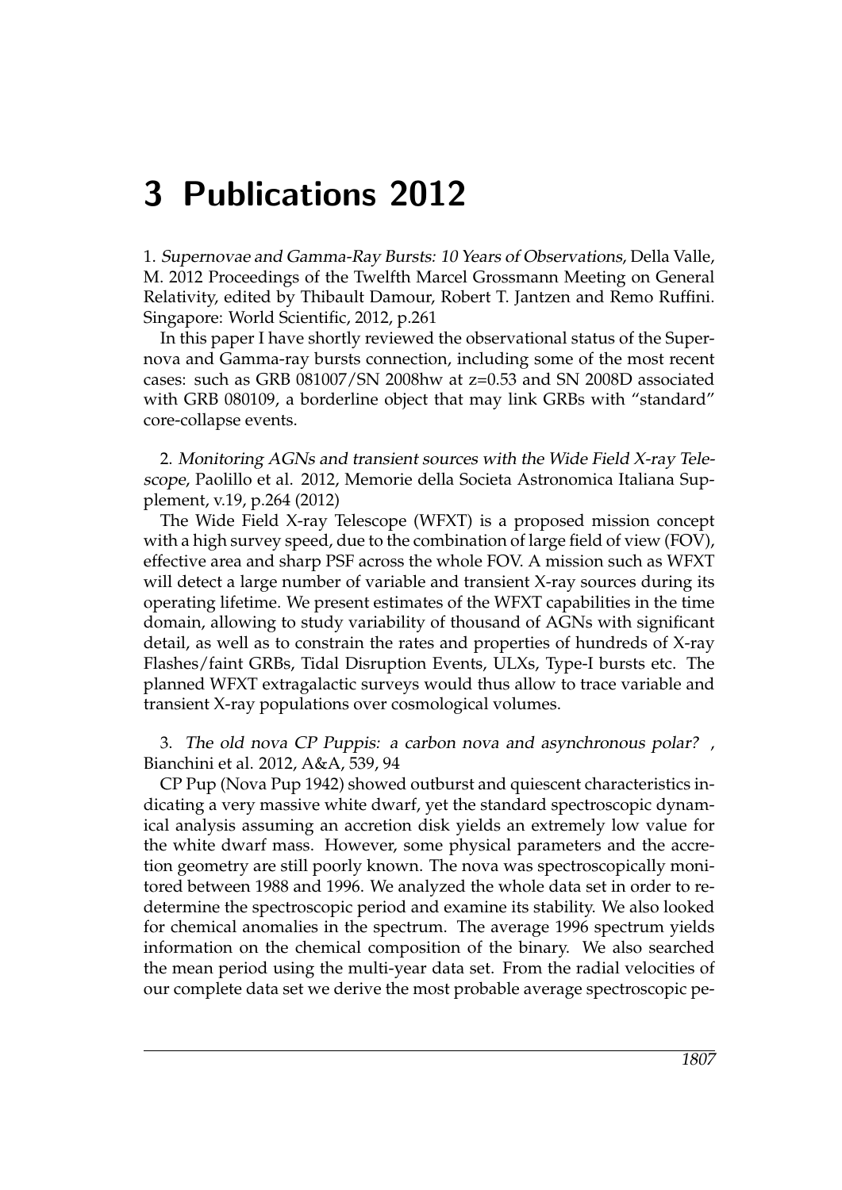# 3 Publications 2012

1. *Supernovae and Gamma-Ray Bursts: 10 Years of Observations*, Della Valle, M. 2012 Proceedings of the Twelfth Marcel Grossmann Meeting on General Relativity, edited by Thibault Damour, Robert T. Jantzen and Remo Ruffini. Singapore: World Scientific, 2012, p.261

In this paper I have shortly reviewed the observational status of the Supernova and Gamma-ray bursts connection, including some of the most recent cases: such as GRB 081007/SN 2008hw at z=0.53 and SN 2008D associated with GRB 080109, a borderline object that may link GRBs with "standard" core-collapse events.

2. *Monitoring AGNs and transient sources with the Wide Field X-ray Telescope*, Paolillo et al. 2012, Memorie della Societa Astronomica Italiana Supplement, v.19, p.264 (2012)

The Wide Field X-ray Telescope (WFXT) is a proposed mission concept with a high survey speed, due to the combination of large field of view (FOV), effective area and sharp PSF across the whole FOV. A mission such as WFXT will detect a large number of variable and transient X-ray sources during its operating lifetime. We present estimates of the WFXT capabilities in the time domain, allowing to study variability of thousand of AGNs with significant detail, as well as to constrain the rates and properties of hundreds of X-ray Flashes/faint GRBs, Tidal Disruption Events, ULXs, Type-I bursts etc. The planned WFXT extragalactic surveys would thus allow to trace variable and transient X-ray populations over cosmological volumes.

3. *The old nova CP Puppis: a carbon nova and asynchronous polar?* , Bianchini et al. 2012, A&A, 539, 94

CP Pup (Nova Pup 1942) showed outburst and quiescent characteristics indicating a very massive white dwarf, yet the standard spectroscopic dynamical analysis assuming an accretion disk yields an extremely low value for the white dwarf mass. However, some physical parameters and the accretion geometry are still poorly known. The nova was spectroscopically monitored between 1988 and 1996. We analyzed the whole data set in order to redetermine the spectroscopic period and examine its stability. We also looked for chemical anomalies in the spectrum. The average 1996 spectrum yields information on the chemical composition of the binary. We also searched the mean period using the multi-year data set. From the radial velocities of our complete data set we derive the most probable average spectroscopic pe-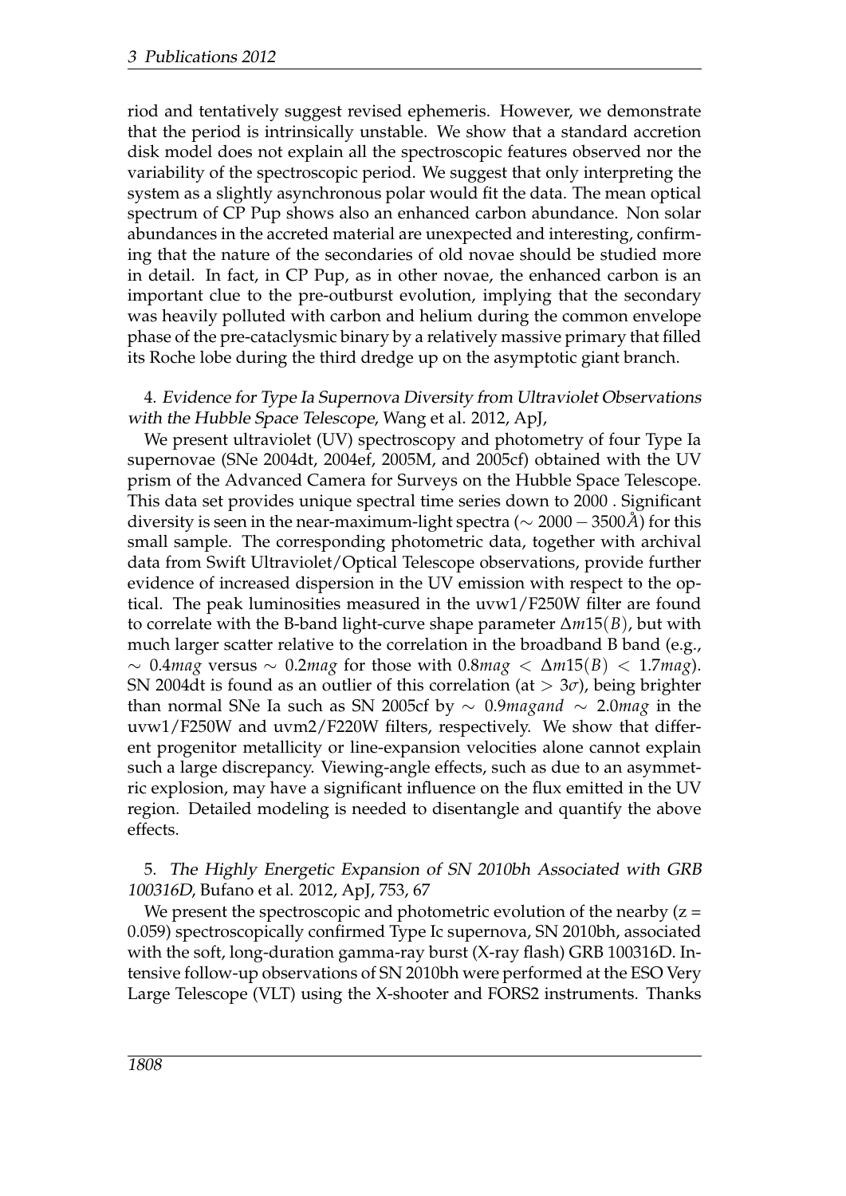riod and tentatively suggest revised ephemeris. However, we demonstrate that the period is intrinsically unstable. We show that a standard accretion disk model does not explain all the spectroscopic features observed nor the variability of the spectroscopic period. We suggest that only interpreting the system as a slightly asynchronous polar would fit the data. The mean optical spectrum of CP Pup shows also an enhanced carbon abundance. Non solar abundances in the accreted material are unexpected and interesting, confirming that the nature of the secondaries of old novae should be studied more in detail. In fact, in CP Pup, as in other novae, the enhanced carbon is an important clue to the pre-outburst evolution, implying that the secondary was heavily polluted with carbon and helium during the common envelope phase of the pre-cataclysmic binary by a relatively massive primary that filled its Roche lobe during the third dredge up on the asymptotic giant branch.

4. *Evidence for Type Ia Supernova Diversity from Ultraviolet Observations with the Hubble Space Telescope*, Wang et al. 2012, ApJ,

We present ultraviolet (UV) spectroscopy and photometry of four Type Ia supernovae (SNe 2004dt, 2004ef, 2005M, and 2005cf) obtained with the UV prism of the Advanced Camera for Surveys on the Hubble Space Telescope. This data set provides unique spectral time series down to 2000 . Significant diversity is seen in the near-maximum-light spectra ($\sim 2000 - 3500 \AA$) for this small sample. The corresponding photometric data, together with archival data from Swift Ultraviolet/Optical Telescope observations, provide further evidence of increased dispersion in the UV emission with respect to the optical. The peak luminosities measured in the uvw1/F250W filter are found to correlate with the B-band light-curve shape parameter $\Delta m15(B)$, but with much larger scatter relative to the correlation in the broadband B band (e.g., $\sim 0.4 mag$ versus $\sim 0.2 mag$ for those with $0.8 mag < \Delta m15(B) < 1.7 mag$). SN 2004dt is found as an outlier of this correlation (at $> 3\sigma$), being brighter than normal SNe Ia such as SN 2005cf by $\sim 0.9 magand \sim 2.0 mag$ in the uvw1/F250W and uvm2/F220W filters, respectively. We show that different progenitor metallicity or line-expansion velocities alone cannot explain such a large discrepancy. Viewing-angle effects, such as due to an asymmetric explosion, may have a significant influence on the flux emitted in the UV region. Detailed modeling is needed to disentangle and quantify the above effects.

5. *The Highly Energetic Expansion of SN 2010bh Associated with GRB 100316D*, Bufano et al. 2012, ApJ, 753, 67

We present the spectroscopic and photometric evolution of the nearby (z = 0.059) spectroscopically confirmed Type Ic supernova, SN 2010bh, associated with the soft, long-duration gamma-ray burst (X-ray flash) GRB 100316D. Intensive follow-up observations of SN 2010bh were performed at the ESO Very Large Telescope (VLT) using the X-shooter and FORS2 instruments. Thanks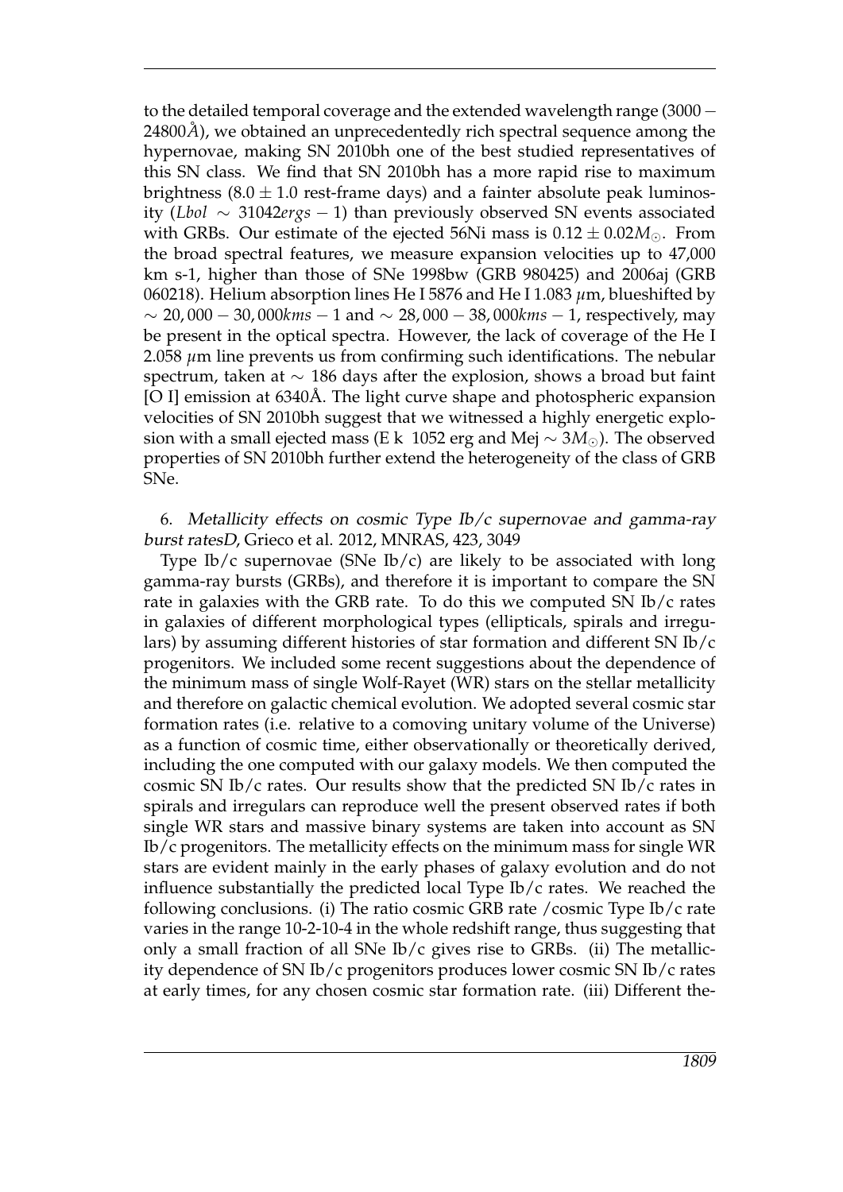to the detailed temporal coverage and the extended wavelength range ($3000 - 24800\AA$), we obtained an unprecedentedly rich spectral sequence among the hypernovae, making SN 2010bh one of the best studied representatives of this SN class. We find that SN 2010bh has a more rapid rise to maximum brightness ($8.0 \pm 1.0$ rest-frame days) and a fainter absolute peak luminosity ($Lbol \sim 31042ergs - 1$) than previously observed SN events associated with GRBs. Our estimate of the ejected 56Ni mass is $0.12 \pm 0.02 M_{\odot}$. From the broad spectral features, we measure expansion velocities up to 47,000 km s-1, higher than those of SNe 1998bw (GRB 980425) and 2006aj (GRB 060218). Helium absorption lines He I 5876 and He I 1.083 $\mu$m, blueshifted by $\sim 20,000 - 30,000 kms - 1$ and $\sim 28,000 - 38,000 kms - 1$, respectively, may be present in the optical spectra. However, the lack of coverage of the He I 2.058 $\mu$m line prevents us from confirming such identifications. The nebular spectrum, taken at $\sim$ 186 days after the explosion, shows a broad but faint [O I] emission at 6340Å. The light curve shape and photospheric expansion velocities of SN 2010bh suggest that we witnessed a highly energetic explosion with a small ejected mass (E k 1052 erg and Mej $\sim 3M_{\odot}$). The observed properties of SN 2010bh further extend the heterogeneity of the class of GRB SNe.

6. *Metallicity effects on cosmic Type Ib/c supernovae and gamma-ray burst ratesD*, Grieco et al. 2012, MNRAS, 423, 3049

Type Ib/c supernovae (SNe Ib/c) are likely to be associated with long gamma-ray bursts (GRBs), and therefore it is important to compare the SN rate in galaxies with the GRB rate. To do this we computed SN Ib/c rates in galaxies of different morphological types (ellipticals, spirals and irregulars) by assuming different histories of star formation and different SN Ib/c progenitors. We included some recent suggestions about the dependence of the minimum mass of single Wolf-Rayet (WR) stars on the stellar metallicity and therefore on galactic chemical evolution. We adopted several cosmic star formation rates (i.e. relative to a comoving unitary volume of the Universe) as a function of cosmic time, either observationally or theoretically derived, including the one computed with our galaxy models. We then computed the cosmic SN Ib/c rates. Our results show that the predicted SN Ib/c rates in spirals and irregulars can reproduce well the present observed rates if both single WR stars and massive binary systems are taken into account as SN Ib/c progenitors. The metallicity effects on the minimum mass for single WR stars are evident mainly in the early phases of galaxy evolution and do not influence substantially the predicted local Type Ib/c rates. We reached the following conclusions. (i) The ratio cosmic GRB rate /cosmic Type Ib/c rate varies in the range 10-2-10-4 in the whole redshift range, thus suggesting that only a small fraction of all SNe Ib/c gives rise to GRBs. (ii) The metallicity dependence of SN Ib/c progenitors produces lower cosmic SN Ib/c rates at early times, for any chosen cosmic star formation rate. (iii) Different the-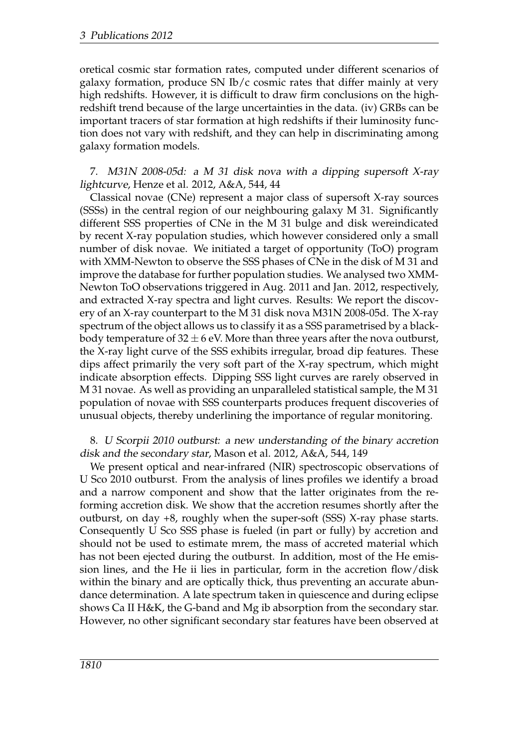oretical cosmic star formation rates, computed under different scenarios of galaxy formation, produce SN Ib/c cosmic rates that differ mainly at very high redshifts. However, it is difficult to draw firm conclusions on the high-redshift trend because of the large uncertainties in the data. (iv) GRBs can be important tracers of star formation at high redshifts if their luminosity function does not vary with redshift, and they can help in discriminating among galaxy formation models.

7. *M31N 2008-05d: a M 31 disk nova with a dipping supersoft X-ray lightcurve*, Henze et al. 2012, A&A, 544, 44

Classical novae (CNe) represent a major class of supersoft X-ray sources (SSSs) in the central region of our neighbouring galaxy M 31. Significantly different SSS properties of CNe in the M 31 bulge and disk wereindicated by recent X-ray population studies, which however considered only a small number of disk novae. We initiated a target of opportunity (ToO) program with XMM-Newton to observe the SSS phases of CNe in the disk of M 31 and improve the database for further population studies. We analysed two XMM-Newton ToO observations triggered in Aug. 2011 and Jan. 2012, respectively, and extracted X-ray spectra and light curves. Results: We report the discovery of an X-ray counterpart to the M 31 disk nova M31N 2008-05d. The X-ray spectrum of the object allows us to classify it as a SSS parametrised by a black-body temperature of $32 \pm 6$ eV. More than three years after the nova outburst, the X-ray light curve of the SSS exhibits irregular, broad dip features. These dips affect primarily the very soft part of the X-ray spectrum, which might indicate absorption effects. Dipping SSS light curves are rarely observed in M 31 novae. As well as providing an unparalleled statistical sample, the M 31 population of novae with SSS counterparts produces frequent discoveries of unusual objects, thereby underlining the importance of regular monitoring.

8. *U Scorpii 2010 outburst: a new understanding of the binary accretion disk and the secondary star*, Mason et al. 2012, A&A, 544, 149

We present optical and near-infrared (NIR) spectroscopic observations of U Sco 2010 outburst. From the analysis of lines profiles we identify a broad and a narrow component and show that the latter originates from the re-forming accretion disk. We show that the accretion resumes shortly after the outburst, on day +8, roughly when the super-soft (SSS) X-ray phase starts. Consequently U Sco SSS phase is fueled (in part or fully) by accretion and should not be used to estimate mrem, the mass of accreted material which has not been ejected during the outburst. In addition, most of the He emission lines, and the He ii lies in particular, form in the accretion flow/disk within the binary and are optically thick, thus preventing an accurate abundance determination. A late spectrum taken in quiescence and during eclipse shows Ca II H&K, the G-band and Mg ib absorption from the secondary star. However, no other significant secondary star features have been observed at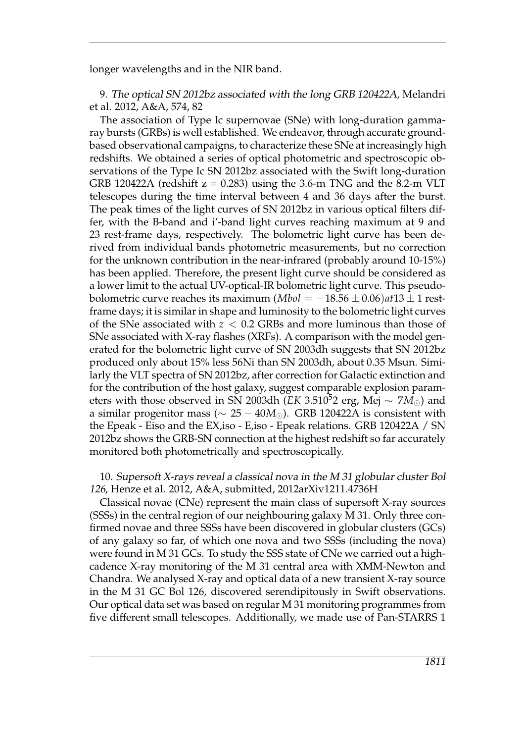longer wavelengths and in the NIR band.

9. *The optical SN 2012bz associated with the long GRB 120422A*, Melandri et al. 2012, A&A, 574, 82

The association of Type Ic supernovae (SNe) with long-duration gamma-ray bursts (GRBs) is well established. We endeavor, through accurate ground-based observational campaigns, to characterize these SNe at increasingly high redshifts. We obtained a series of optical photometric and spectroscopic observations of the Type Ic SN 2012bz associated with the Swift long-duration GRB 120422A (redshift z = 0.283) using the 3.6-m TNG and the 8.2-m VLT telescopes during the time interval between 4 and 36 days after the burst. The peak times of the light curves of SN 2012bz in various optical filters differ, with the B-band and i'-band light curves reaching maximum at 9 and 23 rest-frame days, respectively. The bolometric light curve has been derived from individual bands photometric measurements, but no correction for the unknown contribution in the near-infrared (probably around 10-15%) has been applied. Therefore, the present light curve should be considered as a lower limit to the actual UV-optical-IR bolometric light curve. This pseudo-bolometric curve reaches its maximum ($Mbol = -18.56 \pm 0.06) at 13 \pm 1$ rest-frame days; it is similar in shape and luminosity to the bolometric light curves of the SNe associated with $z < 0.2$ GRBs and more luminous than those of SNe associated with X-ray flashes (XRFs). A comparison with the model generated for the bolometric light curve of SN 2003dh suggests that SN 2012bz produced only about 15% less 56Ni than SN 2003dh, about 0.35 Msun. Similarly the VLT spectra of SN 2012bz, after correction for Galactic extinction and for the contribution of the host galaxy, suggest comparable explosion parameters with those observed in SN 2003dh ($EK$ $3.510^{5}2$ erg, Mej $\sim 7M_{\odot}$) and a similar progenitor mass ($\sim 25-40M_{\odot}$). GRB 120422A is consistent with the Epeak - Eiso and the EX,iso - E,iso - Epeak relations. GRB 120422A / SN 2012bz shows the GRB-SN connection at the highest redshift so far accurately monitored both photometrically and spectroscopically.

10. *Supersoft X-rays reveal a classical nova in the M 31 globular cluster Bol 126*, Henze et al. 2012, A&A, submitted, 2012arXiv1211.4736H

Classical novae (CNe) represent the main class of supersoft X-ray sources (SSSs) in the central region of our neighbouring galaxy M 31. Only three confirmed novae and three SSSs have been discovered in globular clusters (GCs) of any galaxy so far, of which one nova and two SSSs (including the nova) were found in M 31 GCs. To study the SSS state of CNe we carried out a high-cadence X-ray monitoring of the M 31 central area with XMM-Newton and Chandra. We analysed X-ray and optical data of a new transient X-ray source in the M 31 GC Bol 126, discovered serendipitously in Swift observations. Our optical data set was based on regular M 31 monitoring programmes from five different small telescopes. Additionally, we made use of Pan-STARRS 1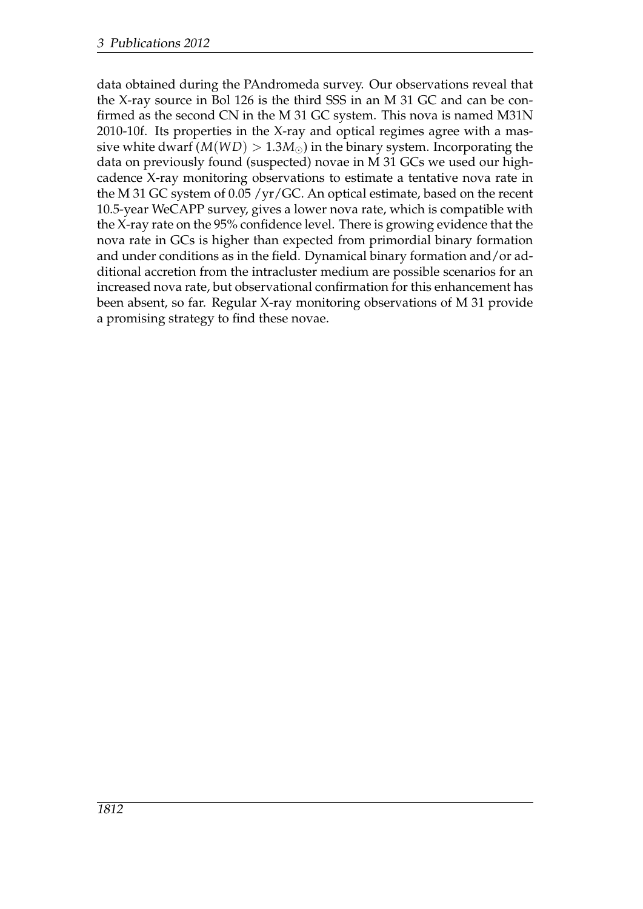data obtained during the PAndromeda survey. Our observations reveal that the X-ray source in Bol 126 is the third SSS in an M 31 GC and can be confirmed as the second CN in the M 31 GC system. This nova is named M31N 2010-10f. Its properties in the X-ray and optical regimes agree with a massive white dwarf ($M(WD) > 1.3M_{\odot}$) in the binary system. Incorporating the data on previously found (suspected) novae in M 31 GCs we used our high-cadence X-ray monitoring observations to estimate a tentative nova rate in the M 31 GC system of 0.05 /yr/GC. An optical estimate, based on the recent 10.5-year WeCAPP survey, gives a lower nova rate, which is compatible with the X-ray rate on the 95% confidence level. There is growing evidence that the nova rate in GCs is higher than expected from primordial binary formation and under conditions as in the field. Dynamical binary formation and/or additional accretion from the intracluster medium are possible scenarios for an increased nova rate, but observational confirmation for this enhancement has been absent, so far. Regular X-ray monitoring observations of M 31 provide a promising strategy to find these novae.